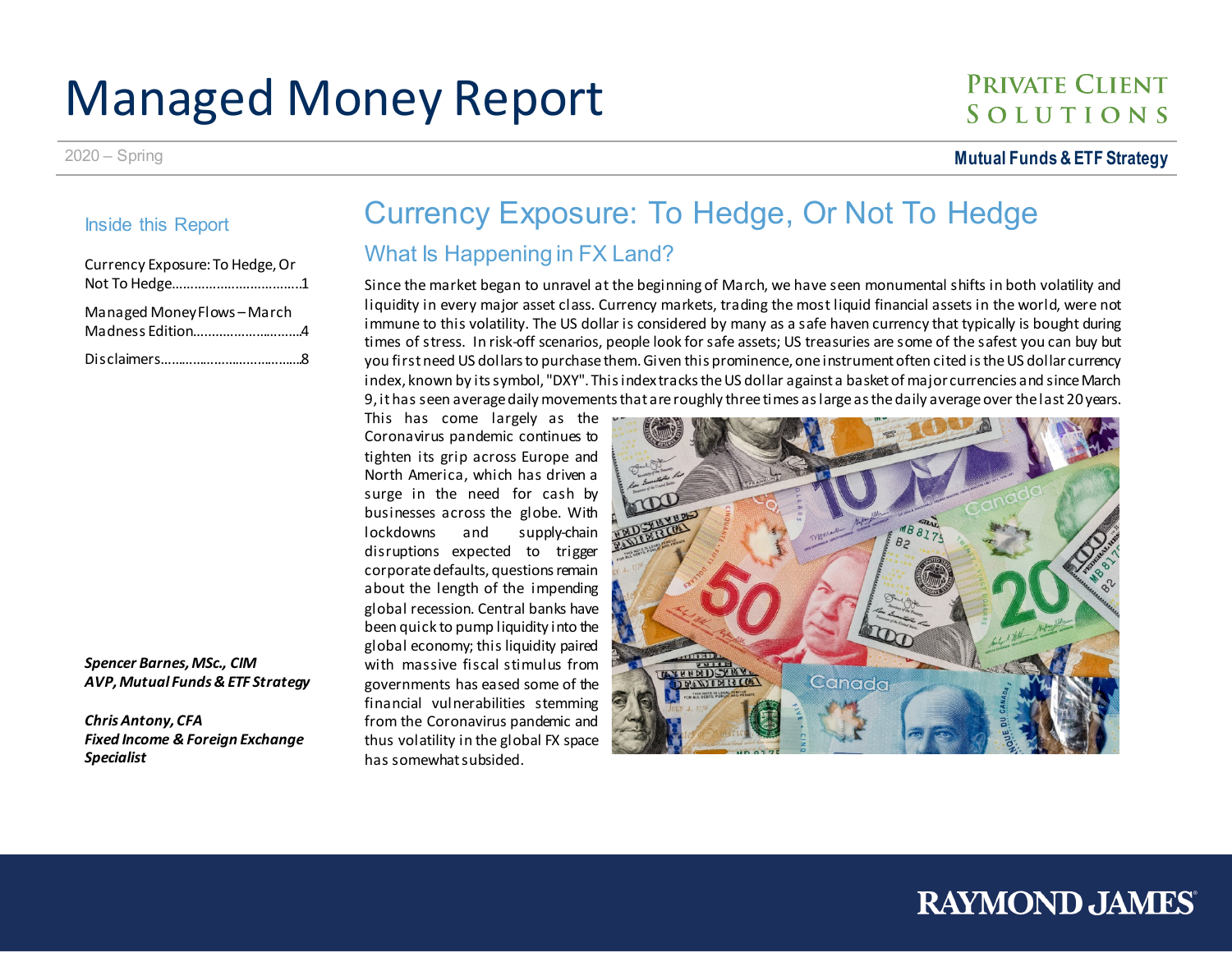# Managed Money Report

PRIVATE CLIENT SOLUTIONS

2020 – Spring

**Mutual Funds & ETF Strategy**

## Inside this Report

Currency Exposure: To Hedge, Or Not To Hedge..................................1

Managed Money Flows – March Madness Edition.............................4

Disclaimers........................................8

***Spencer Barnes, MSc., CIM***
***AVP, Mutual Funds & ETF Strategy***

***Chris Antony, CFA***
***Fixed Income & Foreign Exchange Specialist***

# Currency Exposure: To Hedge, Or Not To Hedge

## What Is Happening in FX Land?

Since the market began to unravel at the beginning of March, we have seen monumental shifts in both volatility and liquidity in every major asset class. Currency markets, trading the most liquid financial assets in the world, were not immune to this volatility. The US dollar is considered by many as a safe haven currency that typically is bought during times of stress. In risk-off scenarios, people look for safe assets; US treasuries are some of the safest you can buy but you first need US dollars to purchase them. Given this prominence, one instrument often cited is the US dollar currency index, known by its symbol, "DXY". This index tracks the US dollar against a basket of major currencies and since March 9, it has seen average daily movements that are roughly three times as large as the daily average over the last 20 years. This has come largely as the Coronavirus pandemic continues to tighten its grip across Europe and North America, which has driven a surge in the need for cash by businesses across the globe. With lockdowns and supply-chain disruptions expected to trigger corporate defaults, questions remain about the length of the impending global recession. Central banks have been quick to pump liquidity into the global economy; this liquidity paired with massive fiscal stimulus from governments has eased some of the financial vulnerabilities stemming from the Coronavirus pandemic and thus volatility in the global FX space has somewhat subsided.

RAYMOND JAMES®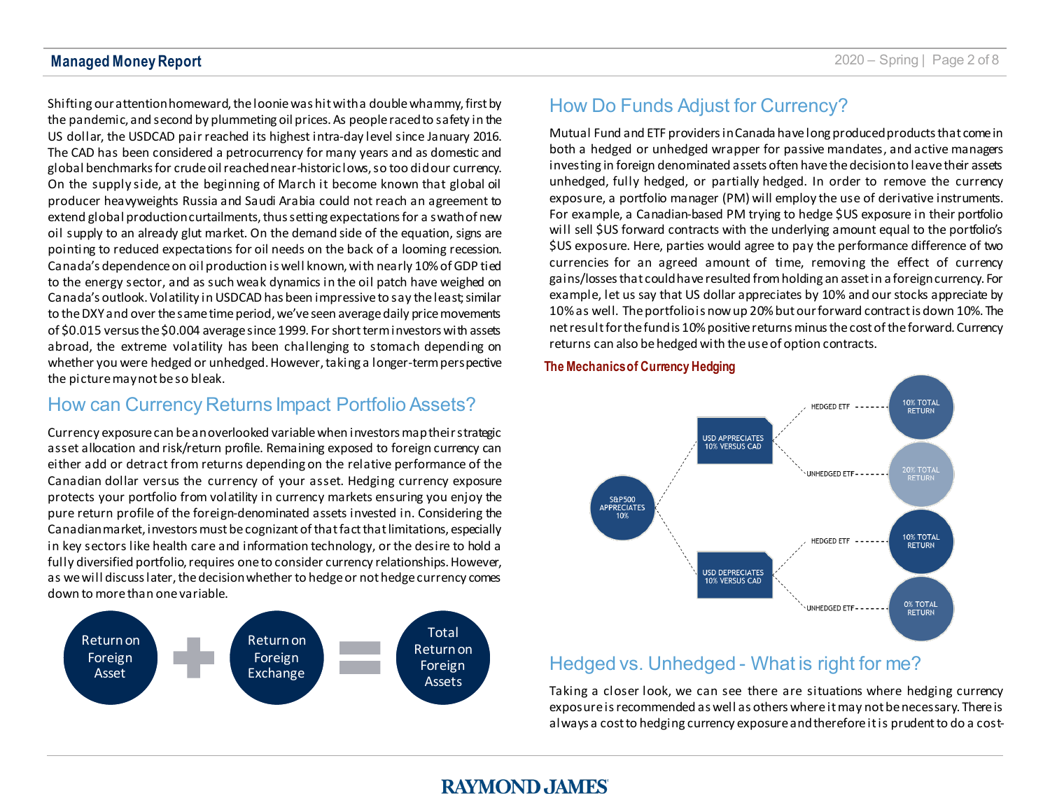Shifting our attention homeward, the loonie was hit with a double whammy, first by the pandemic, and second by plummeting oil prices. As people raced to safety in the US dollar, the USDCAD pair reached its highest intra-day level since January 2016. The CAD has been considered a petrocurrency for many years and as domestic and global benchmarks for crude oil reached near-historic lows, so too did our currency. On the supply side, at the beginning of March it become known that global oil producer heavyweights Russia and Saudi Arabia could not reach an agreement to extend global production curtailments, thus setting expectations for a swath of new oil supply to an already glut market. On the demand side of the equation, signs are pointing to reduced expectations for oil needs on the back of a looming recession. Canada's dependence on oil production is well known, with nearly 10% of GDP tied to the energy sector, and as such weak dynamics in the oil patch have weighed on Canada's outlook. Volatility in USDCAD has been impressive to say the least; similar to the DXY and over the same time period, we've seen average daily price movements of $0.015 versus the $0.004 average since 1999. For short term investors with assets abroad, the extreme volatility has been challenging to stomach depending on whether you were hedged or unhedged. However, taking a longer-term perspective the picture may not be so bleak.

## How can Currency Returns Impact Portfolio Assets?

Currency exposure can be an overlooked variable when investors map their strategic asset allocation and risk/return profile. Remaining exposed to foreign currency can either add or detract from returns depending on the relative performance of the Canadian dollar versus the currency of your asset. Hedging currency exposure protects your portfolio from volatility in currency markets ensuring you enjoy the pure return profile of the foreign-denominated assets invested in. Considering the Canadian market, investors must be cognizant of that fact that limitations, especially in key sectors like health care and information technology, or the desire to hold a fully diversified portfolio, requires one to consider currency relationships. However, as we will discuss later, the decision whether to hedge or not hedge currency comes down to more than one variable.

Return on Foreign Asset + Return on Foreign Exchange = Total Return on Foreign Assets

## How Do Funds Adjust for Currency?

Mutual Fund and ETF providers in Canada have long produced products that come in both a hedged or unhedged wrapper for passive mandates, and active managers investing in foreign denominated assets often have the decision to leave their assets unhedged, fully hedged, or partially hedged. In order to remove the currency exposure, a portfolio manager (PM) will employ the use of derivative instruments. For example, a Canadian-based PM trying to hedge $US exposure in their portfolio will sell $US forward contracts with the underlying amount equal to the portfolio's $US exposure. Here, parties would agree to pay the performance difference of two currencies for an agreed amount of time, removing the effect of currency gains/losses that could have resulted from holding an asset in a foreign currency. For example, let us say that US dollar appreciates by 10% and our stocks appreciate by 10% as well. The portfolio is now up 20% but our forward contract is down 10%. The net result for the fund is 10% positive returns minus the cost of the forward. Currency returns can also be hedged with the use of option contracts.

**The Mechanics of Currency Hedging**

S&P500 APPRECIATES 10%

USD APPRECIATES 10% VERSUS CAD

HEDGED ETF — 10% TOTAL RETURN

UNHEDGED ETF — 20% TOTAL RETURN

USD DEPRECIATES 10% VERSUS CAD

HEDGED ETF — 10% TOTAL RETURN

UNHEDGED ETF — 0% TOTAL RETURN

## Hedged vs. Unhedged - What is right for me?

Taking a closer look, we can see there are situations where hedging currency exposure is recommended as well as others where it may not be necessary. There is always a cost to hedging currency exposure and therefore it is prudent to do a cost-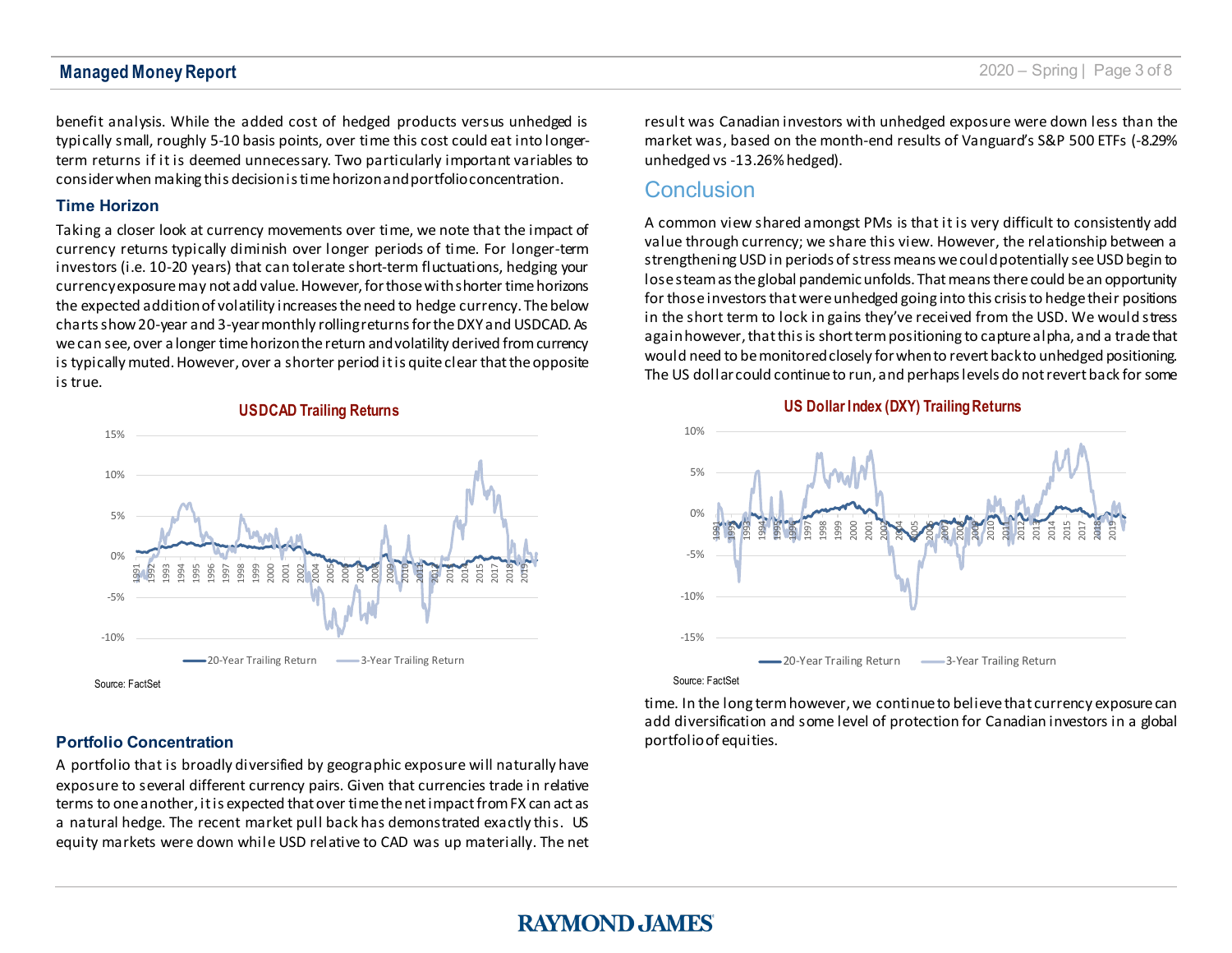benefit analysis. While the added cost of hedged products versus unhedged is typically small, roughly 5-10 basis points, over time this cost could eat into longer-term returns if it is deemed unnecessary. Two particularly important variables to consider when making this decision is time horizon and portfolio concentration.

### Time Horizon

Taking a closer look at currency movements over time, we note that the impact of currency returns typically diminish over longer periods of time. For longer-term investors (i.e. 10-20 years) that can tolerate short-term fluctuations, hedging your currency exposure may not add value. However, for those with shorter time horizons the expected addition of volatility increases the need to hedge currency. The below charts show 20-year and 3-year monthly rolling returns for the DXY and USDCAD. As we can see, over a longer time horizon the return and volatility derived from currency is typically muted. However, over a shorter period it is quite clear that the opposite is true.

**USDCAD Trailing Returns**

15%
10%
5%
0%
-5%
-10%

1991 1992 1993 1994 1995 1996 1997 1998 1999 2000 2001 2002 2004 2005 2006 2007 2008 2009 2010 2011 2012 2013 2014 2015 2017 2018 2019

20-Year Trailing Return
3-Year Trailing Return

Source: FactSet

### Portfolio Concentration

A portfolio that is broadly diversified by geographic exposure will naturally have exposure to several different currency pairs. Given that currencies trade in relative terms to one another, it is expected that over time the net impact from FX can act as a natural hedge. The recent market pull back has demonstrated exactly this. US equity markets were down while USD relative to CAD was up materially. The net result was Canadian investors with unhedged exposure were down less than the market was, based on the month-end results of Vanguard's S&P 500 ETFs (-8.29% unhedged vs -13.26% hedged).

## Conclusion

A common view shared amongst PMs is that it is very difficult to consistently add value through currency; we share this view. However, the relationship between a strengthening USD in periods of stress means we could potentially see USD begin to lose steam as the global pandemic unfolds. That means there could be an opportunity for those investors that were unhedged going into this crisis to hedge their positions in the short term to lock in gains they've received from the USD. We would stress again however, that this is short term positioning to capture alpha, and a trade that would need to be monitored closely for when to revert back to unhedged positioning. The US dollar could continue to run, and perhaps levels do not revert back for some time. In the long term however, we continue to believe that currency exposure can add diversification and some level of protection for Canadian investors in a global portfolio of equities.

**US Dollar Index (DXY) Trailing Returns**

10%
5%
0%
-5%
-10%
-15%

1991 1992 1993 1994 1995 1996 1997 1998 1999 2000 2001 2002 2004 2005 2006 2007 2008 2009 2010 2011 2012 2013 2014 2015 2017 2018 2019

20-Year Trailing Return
3-Year Trailing Return

Source: FactSet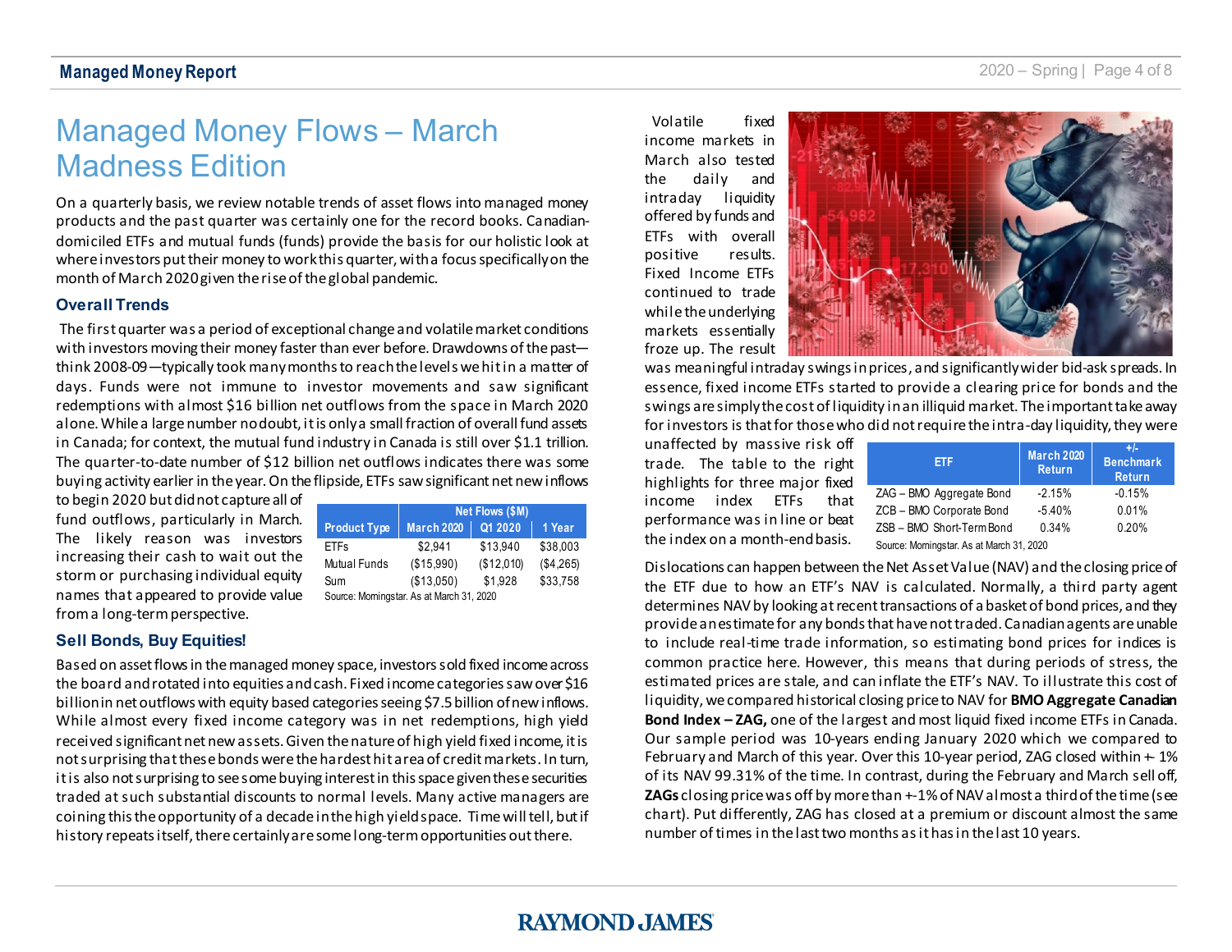# Managed Money Flows – March Madness Edition

On a quarterly basis, we review notable trends of asset flows into managed money products and the past quarter was certainly one for the record books. Canadian-domiciled ETFs and mutual funds (funds) provide the basis for our holistic look at where investors put their money to work this quarter, with a focus specifically on the month of March 2020 given the rise of the global pandemic.

### Overall Trends

The first quarter was a period of exceptional change and volatile market conditions with investors moving their money faster than ever before. Drawdowns of the past—think 2008-09—typically took many months to reach the levels we hit in a matter of days. Funds were not immune to investor movements and saw significant redemptions with almost $16 billion net outflows from the space in March 2020 alone. While a large number no doubt, it is only a small fraction of overall fund assets in Canada; for context, the mutual fund industry in Canada is still over $1.1 trillion. The quarter-to-date number of $12 billion net outflows indicates there was some buying activity earlier in the year. On the flipside, ETFs saw significant net new inflows to begin 2020 but did not capture all of fund outflows, particularly in March. The likely reason was investors increasing their cash to wait out the storm or purchasing individual equity names that appeared to provide value from a long-term perspective.

| | Net Flows ($M) | | |
|---|---|---|---|
| Product Type | March 2020 | Q1 2020 | 1 Year |
| ETFs | $2,941 | $13,940 | $38,003 |
| Mutual Funds | ($15,990) | ($12,010) | ($4,265) |
| Sum | ($13,050) | $1,928 | $33,758 |

Source: Morningstar. As at March 31, 2020

### Sell Bonds, Buy Equities!

Based on asset flows in the managed money space, investors sold fixed income across the board and rotated into equities and cash. Fixed income categories saw over $16 billion in net outflows with equity based categories seeing $7.5 billion of new inflows. While almost every fixed income category was in net redemptions, high yield received significant net new assets. Given the nature of high yield fixed income, it is not surprising that these bonds were the hardest hit area of credit markets. In turn, it is also not surprising to see some buying interest in this space given these securities traded at such substantial discounts to normal levels. Many active managers are coining this the opportunity of a decade in the high yield space. Time will tell, but if history repeats itself, there certainly are some long-term opportunities out there.

Volatile fixed income markets in March also tested the daily and intraday liquidity offered by funds and ETFs with overall positive results. Fixed Income ETFs continued to trade while the underlying markets essentially froze up. The result was meaningful intraday swings in prices, and significantly wider bid-ask spreads. In essence, fixed income ETFs started to provide a clearing price for bonds and the swings are simply the cost of liquidity in an illiquid market. The important take away for investors is that for those who did not require the intra-day liquidity, they were unaffected by massive risk off trade. The table to the right highlights for three major fixed income index ETFs that performance was in line or beat the index on a month-end basis.

| ETF | March 2020 Return | +/- Benchmark Return |
|---|---|---|
| ZAG – BMO Aggregate Bond | -2.15% | -0.15% |
| ZCB – BMO Corporate Bond | -5.40% | 0.01% |
| ZSB – BMO Short-Term Bond | 0.34% | 0.20% |

Source: Morningstar. As at March 31, 2020

Dislocations can happen between the Net Asset Value (NAV) and the closing price of the ETF due to how an ETF's NAV is calculated. Normally, a third party agent determines NAV by looking at recent transactions of a basket of bond prices, and they provide an estimate for any bonds that have not traded. Canadian agents are unable to include real-time trade information, so estimating bond prices for indices is common practice here. However, this means that during periods of stress, the estimated prices are stale, and can inflate the ETF's NAV. To illustrate this cost of liquidity, we compared historical closing price to NAV for **BMO Aggregate Canadian Bond Index – ZAG,** one of the largest and most liquid fixed income ETFs in Canada. Our sample period was 10-years ending January 2020 which we compared to February and March of this year. Over this 10-year period, ZAG closed within +- 1% of its NAV 99.31% of the time. In contrast, during the February and March sell off, **ZAGs** closing price was off by more than +-1% of NAV almost a third of the time (see chart). Put differently, ZAG has closed at a premium or discount almost the same number of times in the last two months as it has in the last 10 years.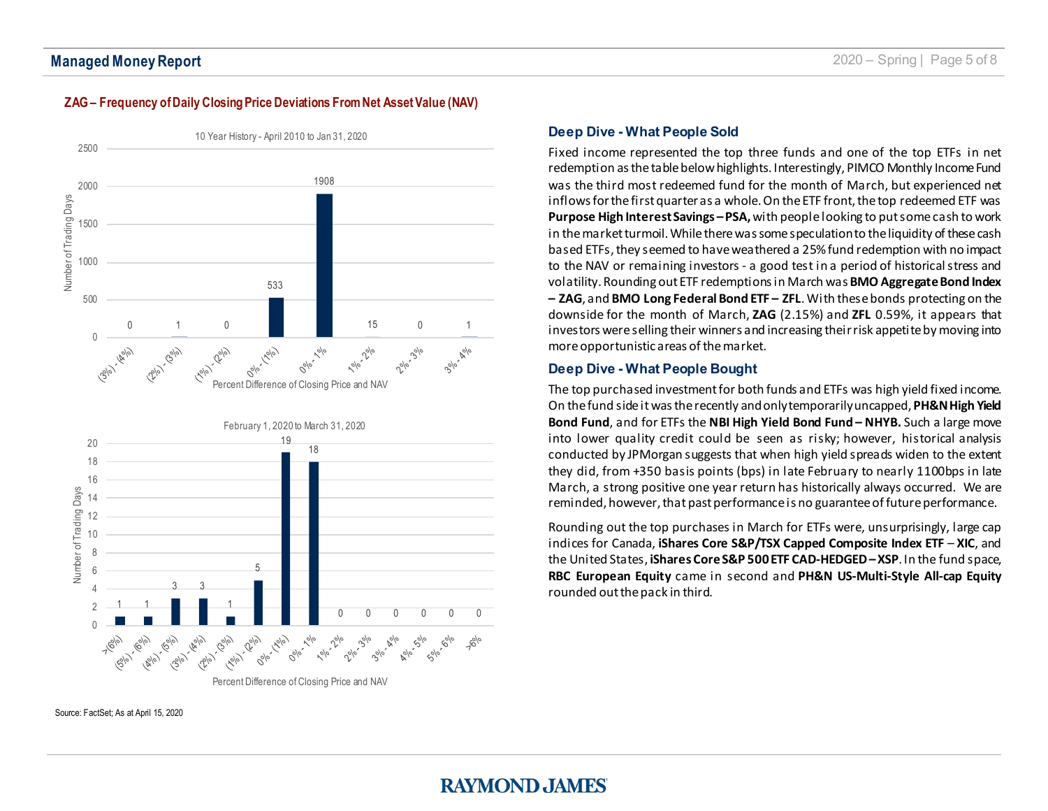**ZAG – Frequency of Daily Closing Price Deviations From Net Asset Value (NAV)**

10 Year History - April 2010 to Jan 31, 2020

Number of Trading Days

2500
2000
1500
1000
500
0

0 1 0 533 1908 15 0 1

(3%) - (4%)
(2%) - (3%)
(1%) - (2%)
0% - (1%)
0% - 1%
1% - 2%
2% - 3%
3% - 4%

Percent Difference of Closing Price and NAV

February 1, 2020 to March 31, 2020

Number of Trading Days

20
18
16
14
12
10
8
6
4
2
0

1 1 3 3 1 5 19 18 0 0 0 0 0 0

>(6%)
(5%) - (6%)
(4%) - (5%)
(3%) - (4%)
(2%) - (3%)
(1%) - (2%)
0% - (1%)
0% - 1%
1% - 2%
2% - 3%
3% - 4%
4% - 5%
5% - 6%
>6%

Percent Difference of Closing Price and NAV

Source: FactSet; As at April 15, 2020

## Deep Dive - What People Sold

Fixed income represented the top three funds and one of the top ETFs in net redemption as the table below highlights. Interestingly, PIMCO Monthly Income Fund was the third most redeemed fund for the month of March, but experienced net inflows for the first quarter as a whole. On the ETF front, the top redeemed ETF was **Purpose High Interest Savings – PSA,** with people looking to put some cash to work in the market turmoil. While there was some speculation to the liquidity of these cash based ETFs, they seemed to have weathered a 25% fund redemption with no impact to the NAV or remaining investors - a good test in a period of historical stress and volatility. Rounding out ETF redemptions in March was **BMO Aggregate Bond Index – ZAG**, and **BMO Long Federal Bond ETF – ZFL**. With these bonds protecting on the downside for the month of March, **ZAG** (2.15%) and **ZFL** 0.59%, it appears that investors were selling their winners and increasing their risk appetite by moving into more opportunistic areas of the market.

## Deep Dive - What People Bought

The top purchased investment for both funds and ETFs was high yield fixed income. On the fund side it was the recently and only temporarily uncapped, **PH&N High Yield Bond Fund**, and for ETFs the **NBI High Yield Bond Fund – NHYB.** Such a large move into lower quality credit could be seen as risky; however, historical analysis conducted by JPMorgan suggests that when high yield spreads widen to the extent they did, from +350 basis points (bps) in late February to nearly 1100bps in late March, a strong positive one year return has historically always occurred. We are reminded, however, that past performance is no guarantee of future performance.

Rounding out the top purchases in March for ETFs were, unsurprisingly, large cap indices for Canada, **iShares Core S&P/TSX Capped Composite Index ETF** – **XIC**, and the United States, **iShares Core S&P 500 ETF CAD-HEDGED – XSP**. In the fund space, **RBC European Equity** came in second and **PH&N US-Multi-Style All-cap Equity** rounded out the pack in third.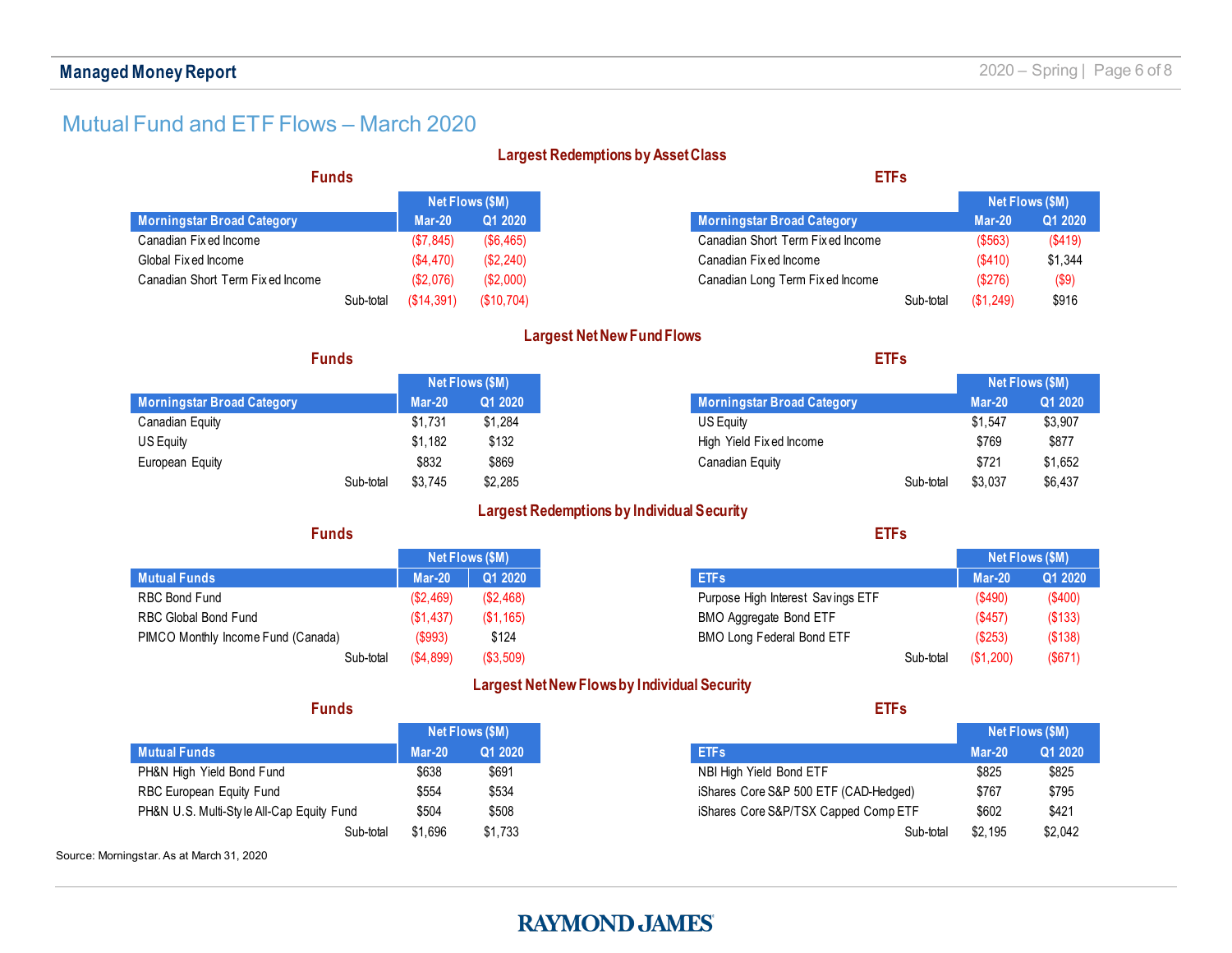## Mutual Fund and ETF Flows – March 2020

### Largest Redemptions by Asset Class

**Funds**

| | Net Flows ($M) | |
|---|---|---|
| Morningstar Broad Category | Mar-20 | Q1 2020 |
| Canadian Fixed Income | ($7,845) | ($6,465) |
| Global Fixed Income | ($4,470) | ($2,240) |
| Canadian Short Term Fixed Income | ($2,076) | ($2,000) |
| Sub-total | ($14,391) | ($10,704) |

**ETFs**

| | Net Flows ($M) | |
|---|---|---|
| Morningstar Broad Category | Mar-20 | Q1 2020 |
| Canadian Short Term Fixed Income | ($563) | ($419) |
| Canadian Fixed Income | ($410) | $1,344 |
| Canadian Long Term Fixed Income | ($276) | ($9) |
| Sub-total | ($1,249) | $916 |

### Largest Net New Fund Flows

**Funds**

| | Net Flows ($M) | |
|---|---|---|
| Morningstar Broad Category | Mar-20 | Q1 2020 |
| Canadian Equity | $1,731 | $1,284 |
| US Equity | $1,182 | $132 |
| European Equity | $832 | $869 |
| Sub-total | $3,745 | $2,285 |

**ETFs**

| | Net Flows ($M) | |
|---|---|---|
| Morningstar Broad Category | Mar-20 | Q1 2020 |
| US Equity | $1,547 | $3,907 |
| High Yield Fixed Income | $769 | $877 |
| Canadian Equity | $721 | $1,652 |
| Sub-total | $3,037 | $6,437 |

### Largest Redemptions by Individual Security

**Funds**

| | Net Flows ($M) | |
|---|---|---|
| Mutual Funds | Mar-20 | Q1 2020 |
| RBC Bond Fund | ($2,469) | ($2,468) |
| RBC Global Bond Fund | ($1,437) | ($1,165) |
| PIMCO Monthly Income Fund (Canada) | ($993) | $124 |
| Sub-total | ($4,899) | ($3,509) |

**ETFs**

| | Net Flows ($M) | |
|---|---|---|
| ETFs | Mar-20 | Q1 2020 |
| Purpose High Interest Savings ETF | ($490) | ($400) |
| BMO Aggregate Bond ETF | ($457) | ($133) |
| BMO Long Federal Bond ETF | ($253) | ($138) |
| Sub-total | ($1,200) | ($671) |

### Largest Net New Flows by Individual Security

**Funds**

| | Net Flows ($M) | |
|---|---|---|
| Mutual Funds | Mar-20 | Q1 2020 |
| PH&N High Yield Bond Fund | $638 | $691 |
| RBC European Equity Fund | $554 | $534 |
| PH&N U.S. Multi-Style All-Cap Equity Fund | $504 | $508 |
| Sub-total | $1,696 | $1,733 |

**ETFs**

| | Net Flows ($M) | |
|---|---|---|
| ETFs | Mar-20 | Q1 2020 |
| NBI High Yield Bond ETF | $825 | $825 |
| iShares Core S&P 500 ETF (CAD-Hedged) | $767 | $795 |
| iShares Core S&P/TSX Capped Comp ETF | $602 | $421 |
| Sub-total | $2,195 | $2,042 |

Source: Morningstar. As at March 31, 2020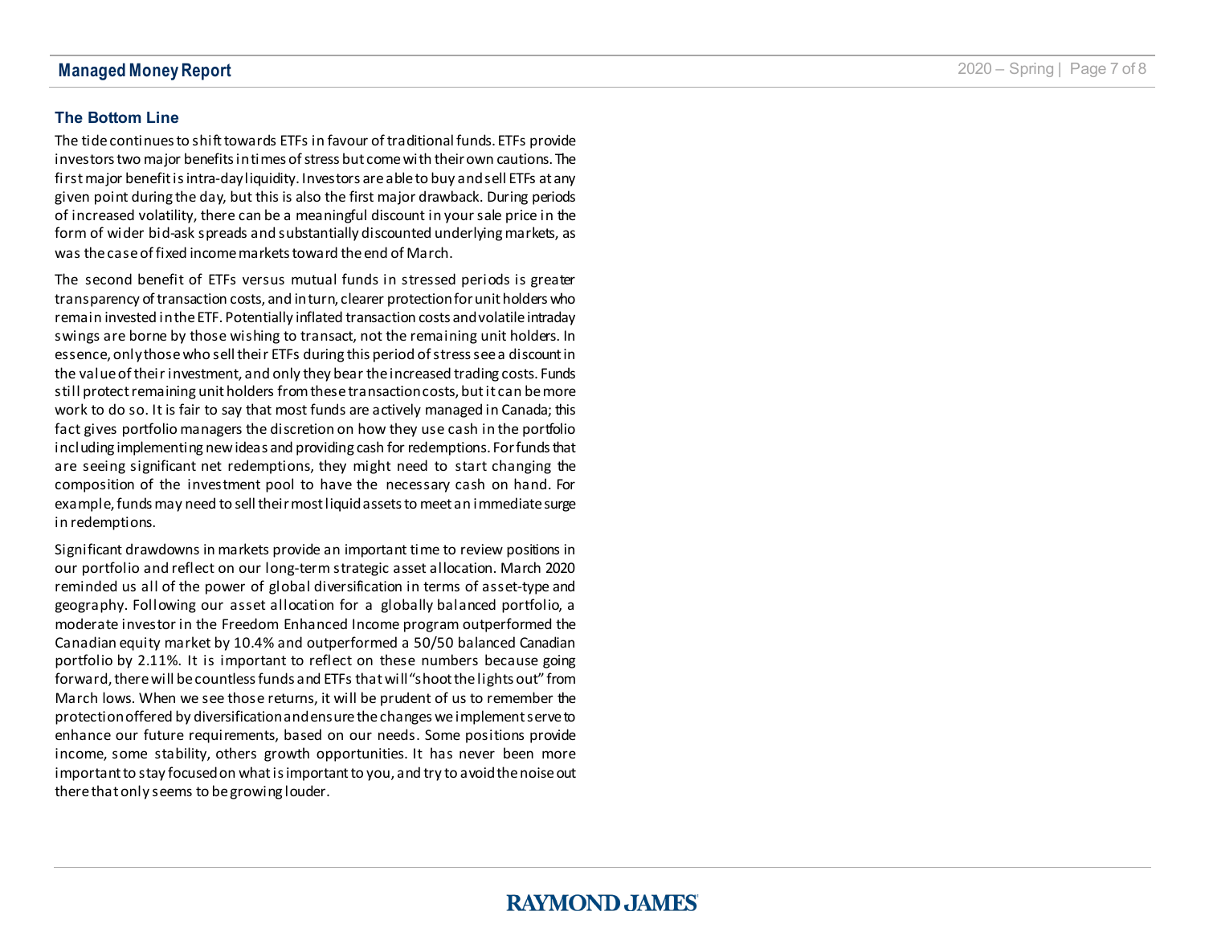## The Bottom Line

The tide continues to shift towards ETFs in favour of traditional funds. ETFs provide investors two major benefits in times of stress but come with their own cautions. The first major benefit is intra-day liquidity. Investors are able to buy and sell ETFs at any given point during the day, but this is also the first major drawback. During periods of increased volatility, there can be a meaningful discount in your sale price in the form of wider bid-ask spreads and substantially discounted underlying markets, as was the case of fixed income markets toward the end of March.

The second benefit of ETFs versus mutual funds in stressed periods is greater transparency of transaction costs, and in turn, clearer protection for unit holders who remain invested in the ETF. Potentially inflated transaction costs and volatile intraday swings are borne by those wishing to transact, not the remaining unit holders. In essence, only those who sell their ETFs during this period of stress see a discount in the value of their investment, and only they bear the increased trading costs. Funds still protect remaining unit holders from these transaction costs, but it can be more work to do so. It is fair to say that most funds are actively managed in Canada; this fact gives portfolio managers the discretion on how they use cash in the portfolio including implementing new ideas and providing cash for redemptions. For funds that are seeing significant net redemptions, they might need to start changing the composition of the investment pool to have the necessary cash on hand. For example, funds may need to sell their most liquid assets to meet an immediate surge in redemptions.

Significant drawdowns in markets provide an important time to review positions in our portfolio and reflect on our long-term strategic asset allocation. March 2020 reminded us all of the power of global diversification in terms of asset-type and geography. Following our asset allocation for a globally balanced portfolio, a moderate investor in the Freedom Enhanced Income program outperformed the Canadian equity market by 10.4% and outperformed a 50/50 balanced Canadian portfolio by 2.11%. It is important to reflect on these numbers because going forward, there will be countless funds and ETFs that will "shoot the lights out" from March lows. When we see those returns, it will be prudent of us to remember the protection offered by diversification and ensure the changes we implement serve to enhance our future requirements, based on our needs. Some positions provide income, some stability, others growth opportunities. It has never been more important to stay focused on what is important to you, and try to avoid the noise out there that only seems to be growing louder.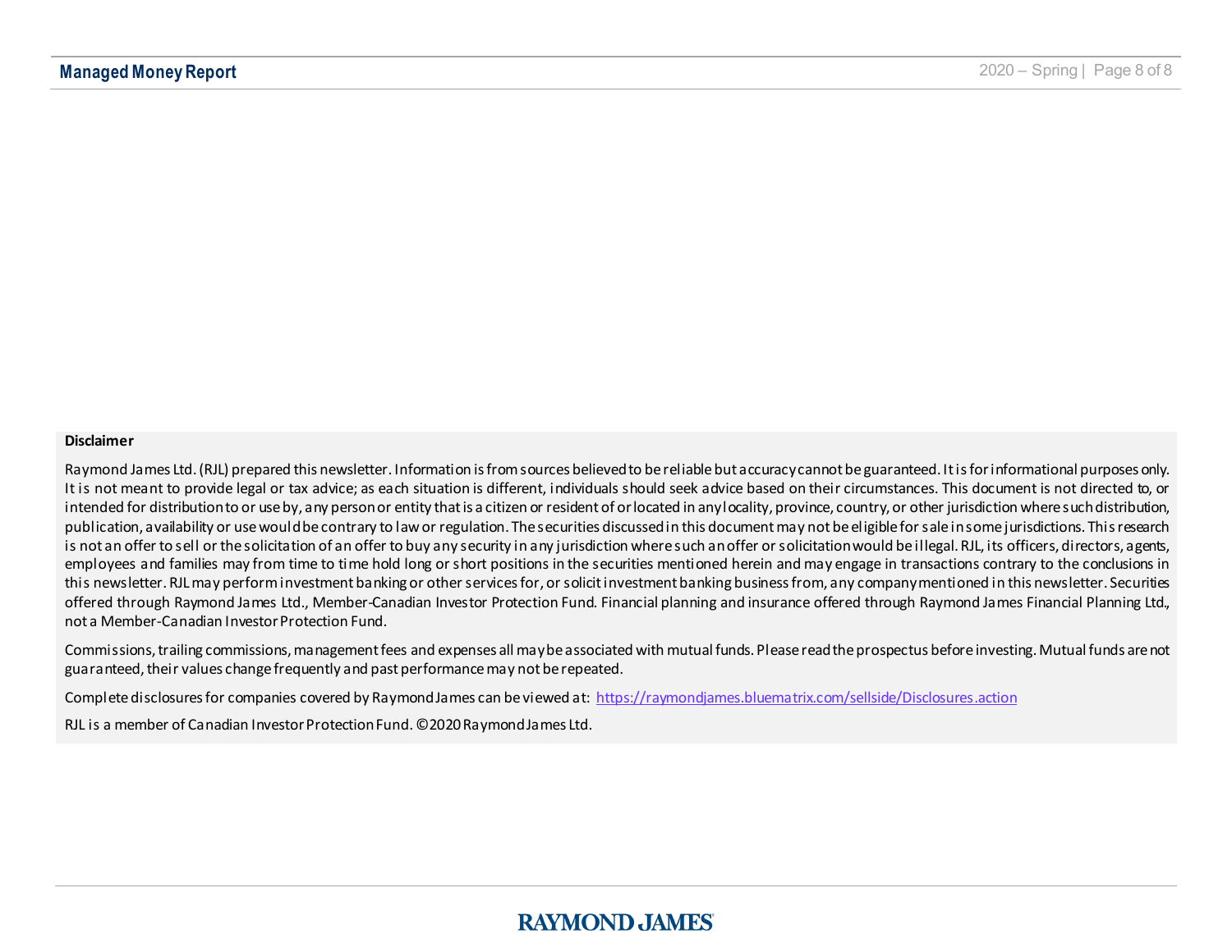**Disclaimer**

Raymond James Ltd. (RJL) prepared this newsletter. Information is from sources believed to be reliable but accuracy cannot be guaranteed. It is for informational purposes only. It is not meant to provide legal or tax advice; as each situation is different, individuals should seek advice based on their circumstances. This document is not directed to, or intended for distribution to or use by, any person or entity that is a citizen or resident of or located in any locality, province, country, or other jurisdiction where such distribution, publication, availability or use would be contrary to law or regulation. The securities discussed in this document may not be eligible for sale in some jurisdictions. This research is not an offer to sell or the solicitation of an offer to buy any security in any jurisdiction where such an offer or solicitation would be illegal. RJL, its officers, directors, agents, employees and families may from time to time hold long or short positions in the securities mentioned herein and may engage in transactions contrary to the conclusions in this newsletter. RJL may perform investment banking or other services for, or solicit investment banking business from, any company mentioned in this newsletter. Securities offered through Raymond James Ltd., Member-Canadian Investor Protection Fund. Financial planning and insurance offered through Raymond James Financial Planning Ltd., not a Member-Canadian Investor Protection Fund.

Commissions, trailing commissions, management fees and expenses all may be associated with mutual funds. Please read the prospectus before investing. Mutual funds are not guaranteed, their values change frequently and past performance may not be repeated.

Complete disclosures for companies covered by Raymond James can be viewed at: https://raymondjames.bluematrix.com/sellside/Disclosures.action

RJL is a member of Canadian Investor Protection Fund. ©2020 Raymond James Ltd.

RAYMOND JAMES